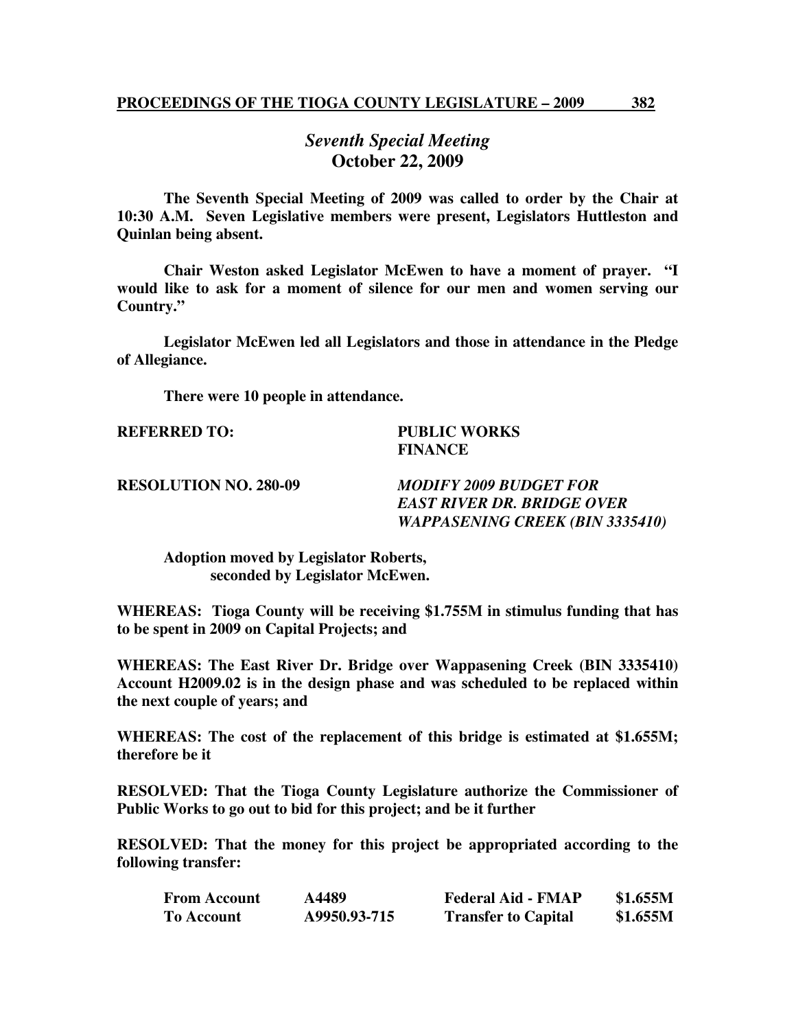## *Seventh Special Meeting*
## **October 22, 2009**

**The Seventh Special Meeting of 2009 was called to order by the Chair at 10:30 A.M. Seven Legislative members were present, Legislators Huttleston and Quinlan being absent.**

**Chair Weston asked Legislator McEwen to have a moment of prayer. "I would like to ask for a moment of silence for our men and women serving our Country."**

**Legislator McEwen led all Legislators and those in attendance in the Pledge of Allegiance.**

**There were 10 people in attendance.**

**REFERRED TO:** **PUBLIC WORKS**
**FINANCE**

**RESOLUTION NO. 280-09** ***MODIFY 2009 BUDGET FOR EAST RIVER DR. BRIDGE OVER WAPPASENING CREEK (BIN 3335410)***

**Adoption moved by Legislator Roberts, seconded by Legislator McEwen.**

**WHEREAS: Tioga County will be receiving $1.755M in stimulus funding that has to be spent in 2009 on Capital Projects; and**

**WHEREAS: The East River Dr. Bridge over Wappasening Creek (BIN 3335410) Account H2009.02 is in the design phase and was scheduled to be replaced within the next couple of years; and**

**WHEREAS: The cost of the replacement of this bridge is estimated at $1.655M; therefore be it**

**RESOLVED: That the Tioga County Legislature authorize the Commissioner of Public Works to go out to bid for this project; and be it further**

**RESOLVED: That the money for this project be appropriated according to the following transfer:**

| | | | |
|---|---|---|---|
| **From Account** | **A4489** | **Federal Aid - FMAP** | **$1.655M** |
| **To Account** | **A9950.93-715** | **Transfer to Capital** | **$1.655M** |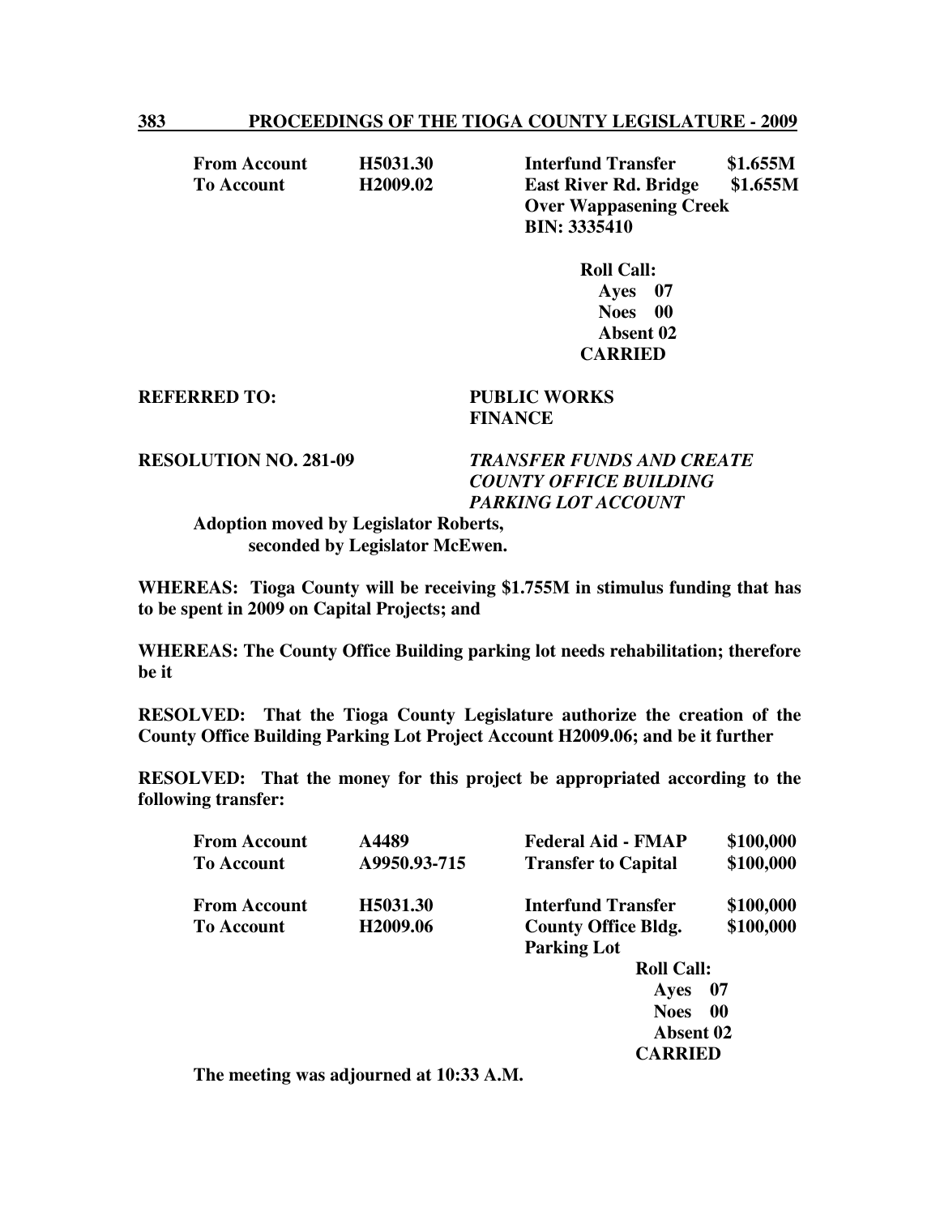| | | | |
|---|---|---|---|
| **From Account** | **H5031.30** | **Interfund Transfer** | **$1.655M** |
| **To Account** | **H2009.02** | **East River Rd. Bridge Over Wappasening Creek BIN: 3335410** | **$1.655M** |

**Roll Call:**
**Ayes 07**
**Noes 00**
**Absent 02**
**CARRIED**

**REFERRED TO:** **PUBLIC WORKS**
**FINANCE**

**RESOLUTION NO. 281-09** ***TRANSFER FUNDS AND CREATE COUNTY OFFICE BUILDING PARKING LOT ACCOUNT***

**Adoption moved by Legislator Roberts, seconded by Legislator McEwen.**

**WHEREAS: Tioga County will be receiving $1.755M in stimulus funding that has to be spent in 2009 on Capital Projects; and**

**WHEREAS: The County Office Building parking lot needs rehabilitation; therefore be it**

**RESOLVED: That the Tioga County Legislature authorize the creation of the County Office Building Parking Lot Project Account H2009.06; and be it further**

**RESOLVED: That the money for this project be appropriated according to the following transfer:**

| | | | |
|---|---|---|---|
| **From Account** | **A4489** | **Federal Aid - FMAP** | **$100,000** |
| **To Account** | **A9950.93-715** | **Transfer to Capital** | **$100,000** |
| **From Account** | **H5031.30** | **Interfund Transfer** | **$100,000** |
| **To Account** | **H2009.06** | **County Office Bldg. Parking Lot** | **$100,000** |

**Roll Call:**
**Ayes 07**
**Noes 00**
**Absent 02**
**CARRIED**

**The meeting was adjourned at 10:33 A.M.**